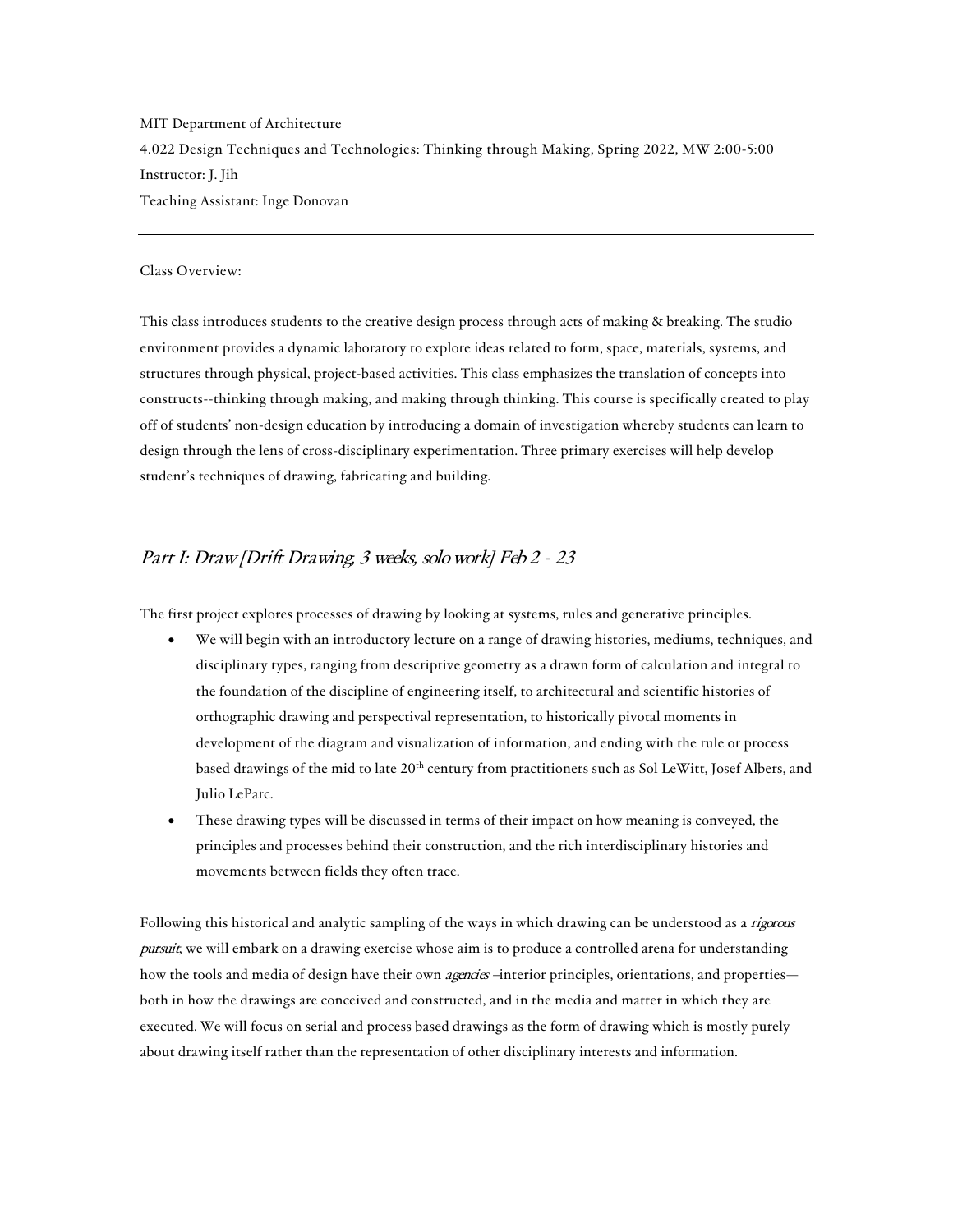MIT Department of Architecture

4.022 Design Techniques and Technologies: Thinking through Making, Spring 2022, MW 2:00-5:00

Instructor: J. Jih

Teaching Assistant: Inge Donovan

---

Class Overview:

This class introduces students to the creative design process through acts of making & breaking. The studio environment provides a dynamic laboratory to explore ideas related to form, space, materials, systems, and structures through physical, project-based activities. This class emphasizes the translation of concepts into constructs--thinking through making, and making through thinking. This course is specifically created to play off of students' non-design education by introducing a domain of investigation whereby students can learn to design through the lens of cross-disciplinary experimentation. Three primary exercises will help develop student's techniques of drawing, fabricating and building.

## *Part I: Draw [Drift Drawing, 3 weeks, solo work] Feb 2 - 23*

The first project explores processes of drawing by looking at systems, rules and generative principles.

- We will begin with an introductory lecture on a range of drawing histories, mediums, techniques, and disciplinary types, ranging from descriptive geometry as a drawn form of calculation and integral to the foundation of the discipline of engineering itself, to architectural and scientific histories of orthographic drawing and perspectival representation, to historically pivotal moments in development of the diagram and visualization of information, and ending with the rule or process based drawings of the mid to late 20th century from practitioners such as Sol LeWitt, Josef Albers, and Julio LeParc.
- These drawing types will be discussed in terms of their impact on how meaning is conveyed, the principles and processes behind their construction, and the rich interdisciplinary histories and movements between fields they often trace.

Following this historical and analytic sampling of the ways in which drawing can be understood as a *rigorous pursuit*, we will embark on a drawing exercise whose aim is to produce a controlled arena for understanding how the tools and media of design have their own *agencies* –interior principles, orientations, and properties—both in how the drawings are conceived and constructed, and in the media and matter in which they are executed. We will focus on serial and process based drawings as the form of drawing which is mostly purely about drawing itself rather than the representation of other disciplinary interests and information.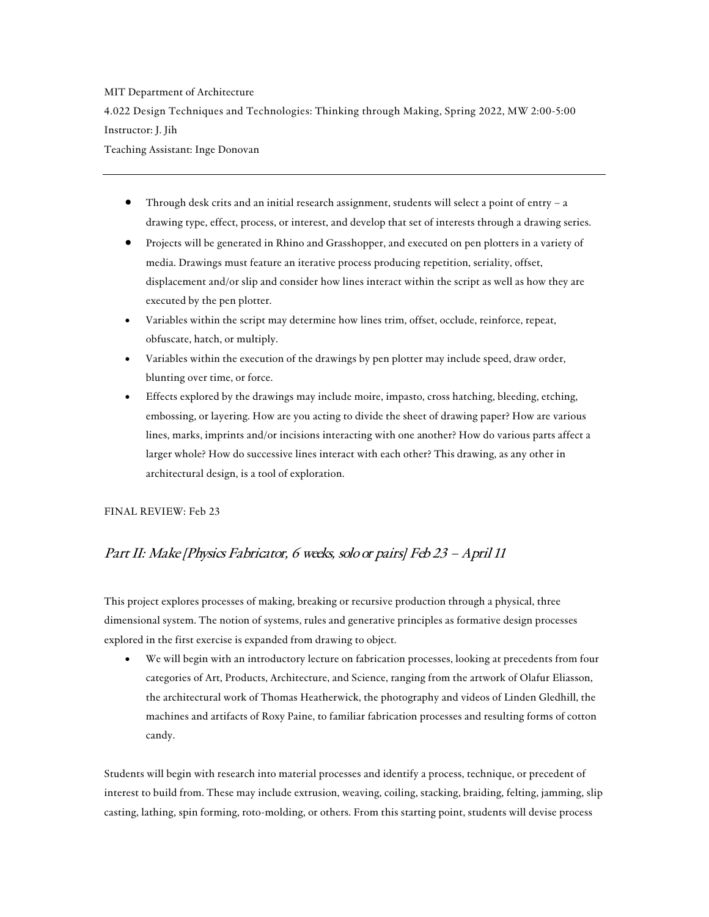MIT Department of Architecture

4.022 Design Techniques and Technologies: Thinking through Making, Spring 2022, MW 2:00-5:00

Instructor: J. Jih

Teaching Assistant: Inge Donovan

---

- Through desk crits and an initial research assignment, students will select a point of entry – a drawing type, effect, process, or interest, and develop that set of interests through a drawing series.
- Projects will be generated in Rhino and Grasshopper, and executed on pen plotters in a variety of media. Drawings must feature an iterative process producing repetition, seriality, offset, displacement and/or slip and consider how lines interact within the script as well as how they are executed by the pen plotter.
- Variables within the script may determine how lines trim, offset, occlude, reinforce, repeat, obfuscate, hatch, or multiply.
- Variables within the execution of the drawings by pen plotter may include speed, draw order, blunting over time, or force.
- Effects explored by the drawings may include moire, impasto, cross hatching, bleeding, etching, embossing, or layering. How are you acting to divide the sheet of drawing paper? How are various lines, marks, imprints and/or incisions interacting with one another? How do various parts affect a larger whole? How do successive lines interact with each other? This drawing, as any other in architectural design, is a tool of exploration.

FINAL REVIEW: Feb 23

## *Part II: Make [Physics Fabricator, 6 weeks, solo or pairs] Feb 23 – April 11*

This project explores processes of making, breaking or recursive production through a physical, three dimensional system. The notion of systems, rules and generative principles as formative design processes explored in the first exercise is expanded from drawing to object.

- We will begin with an introductory lecture on fabrication processes, looking at precedents from four categories of Art, Products, Architecture, and Science, ranging from the artwork of Olafur Eliasson, the architectural work of Thomas Heatherwick, the photography and videos of Linden Gledhill, the machines and artifacts of Roxy Paine, to familiar fabrication processes and resulting forms of cotton candy.

Students will begin with research into material processes and identify a process, technique, or precedent of interest to build from. These may include extrusion, weaving, coiling, stacking, braiding, felting, jamming, slip casting, lathing, spin forming, roto-molding, or others. From this starting point, students will devise process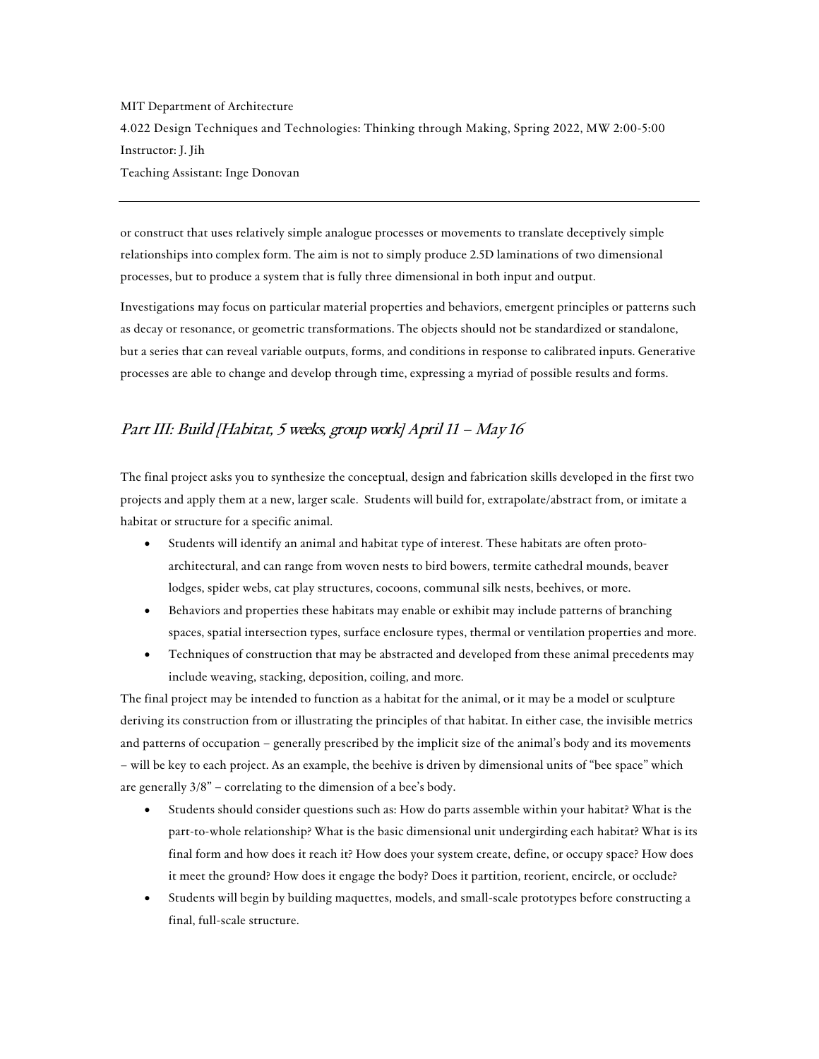or construct that uses relatively simple analogue processes or movements to translate deceptively simple relationships into complex form. The aim is not to simply produce 2.5D laminations of two dimensional processes, but to produce a system that is fully three dimensional in both input and output.

Investigations may focus on particular material properties and behaviors, emergent principles or patterns such as decay or resonance, or geometric transformations. The objects should not be standardized or standalone, but a series that can reveal variable outputs, forms, and conditions in response to calibrated inputs. Generative processes are able to change and develop through time, expressing a myriad of possible results and forms.

## *Part III: Build [Habitat, 5 weeks, group work] April 11 – May 16*

The final project asks you to synthesize the conceptual, design and fabrication skills developed in the first two projects and apply them at a new, larger scale. Students will build for, extrapolate/abstract from, or imitate a habitat or structure for a specific animal.

- Students will identify an animal and habitat type of interest. These habitats are often proto-architectural, and can range from woven nests to bird bowers, termite cathedral mounds, beaver lodges, spider webs, cat play structures, cocoons, communal silk nests, beehives, or more.
- Behaviors and properties these habitats may enable or exhibit may include patterns of branching spaces, spatial intersection types, surface enclosure types, thermal or ventilation properties and more.
- Techniques of construction that may be abstracted and developed from these animal precedents may include weaving, stacking, deposition, coiling, and more.

The final project may be intended to function as a habitat for the animal, or it may be a model or sculpture deriving its construction from or illustrating the principles of that habitat. In either case, the invisible metrics and patterns of occupation – generally prescribed by the implicit size of the animal's body and its movements – will be key to each project. As an example, the beehive is driven by dimensional units of "bee space" which are generally 3/8" – correlating to the dimension of a bee's body.

- Students should consider questions such as: How do parts assemble within your habitat? What is the part-to-whole relationship? What is the basic dimensional unit undergirding each habitat? What is its final form and how does it reach it? How does your system create, define, or occupy space? How does it meet the ground? How does it engage the body? Does it partition, reorient, encircle, or occlude?
- Students will begin by building maquettes, models, and small-scale prototypes before constructing a final, full-scale structure.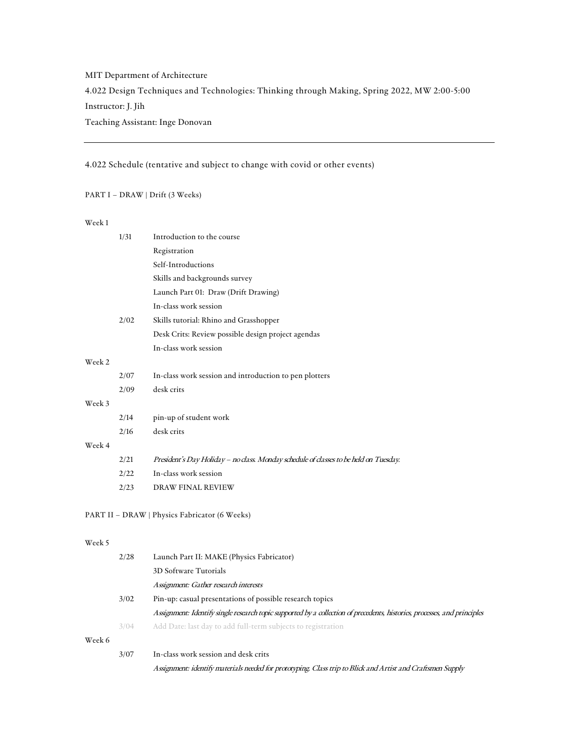MIT Department of Architecture

4.022 Design Techniques and Technologies: Thinking through Making, Spring 2022, MW 2:00-5:00

Instructor: J. Jih

Teaching Assistant: Inge Donovan

---

4.022 Schedule (tentative and subject to change with covid or other events)

PART I – DRAW | Drift (3 Weeks)

Week 1

| | |
|---|---|
| 1/31 | Introduction to the course |
| | Registration |
| | Self-Introductions |
| | Skills and backgrounds survey |
| | Launch Part 01: Draw (Drift Drawing) |
| | In-class work session |
| 2/02 | Skills tutorial: Rhino and Grasshopper |
| | Desk Crits: Review possible design project agendas |
| | In-class work session |

Week 2

| | |
|---|---|
| 2/07 | In-class work session and introduction to pen plotters |
| 2/09 | desk crits |

Week 3

| | |
|---|---|
| 2/14 | pin-up of student work |
| 2/16 | desk crits |

Week 4

| | |
|---|---|
| 2/21 | *President's Day Holiday – no class. Monday schedule of classes to be held on Tuesday.* |
| 2/22 | In-class work session |
| 2/23 | DRAW FINAL REVIEW |

PART II – DRAW | Physics Fabricator (6 Weeks)

Week 5

| | |
|---|---|
| 2/28 | Launch Part II: MAKE (Physics Fabricator) |
| | 3D Software Tutorials |
| | *Assignment: Gather research interests* |
| 3/02 | Pin-up: casual presentations of possible research topics |
| | *Assignment: Identify single research topic supported by a collection of precedents, histories, processes, and principles* |
| 3/04 | Add Date: last day to add full-term subjects to registration |

Week 6

| | |
|---|---|
| 3/07 | In-class work session and desk crits |
| | *Assignment: identify materials needed for prototyping. Class trip to Blick and Artist and Craftsmen Supply* |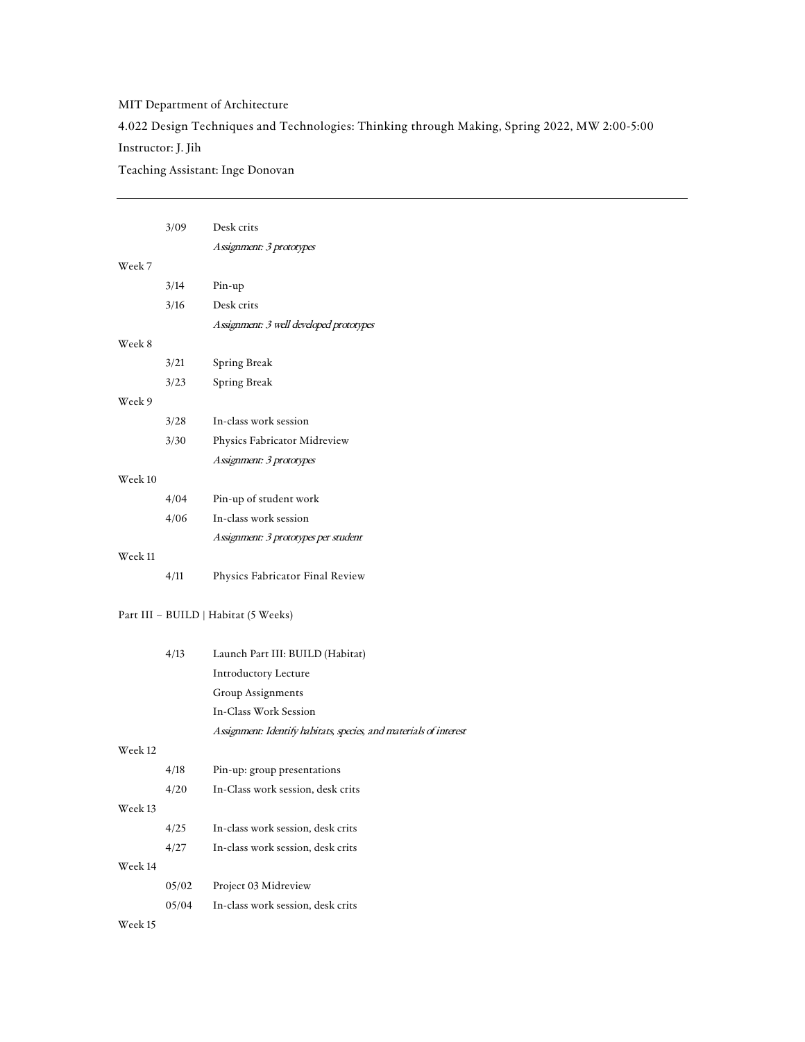MIT Department of Architecture

4.022 Design Techniques and Technologies: Thinking through Making, Spring 2022, MW 2:00-5:00

Instructor: J. Jih

Teaching Assistant: Inge Donovan

---

3/09 Desk crits

*Assignment: 3 prototypes*

Week 7

3/14 Pin-up

3/16 Desk crits

*Assignment: 3 well developed prototypes*

Week 8

3/21 Spring Break

3/23 Spring Break

Week 9

3/28 In-class work session

3/30 Physics Fabricator Midreview

*Assignment: 3 prototypes*

Week 10

4/04 Pin-up of student work

4/06 In-class work session

*Assignment: 3 prototypes per student*

Week 11

4/11 Physics Fabricator Final Review

Part III – BUILD | Habitat (5 Weeks)

4/13 Launch Part III: BUILD (Habitat)

Introductory Lecture

Group Assignments

In-Class Work Session

*Assignment: Identify habitats, species, and materials of interest*

Week 12

4/18 Pin-up: group presentations

4/20 In-Class work session, desk crits

Week 13

4/25 In-class work session, desk crits

4/27 In-class work session, desk crits

Week 14

05/02 Project 03 Midreview

05/04 In-class work session, desk crits

Week 15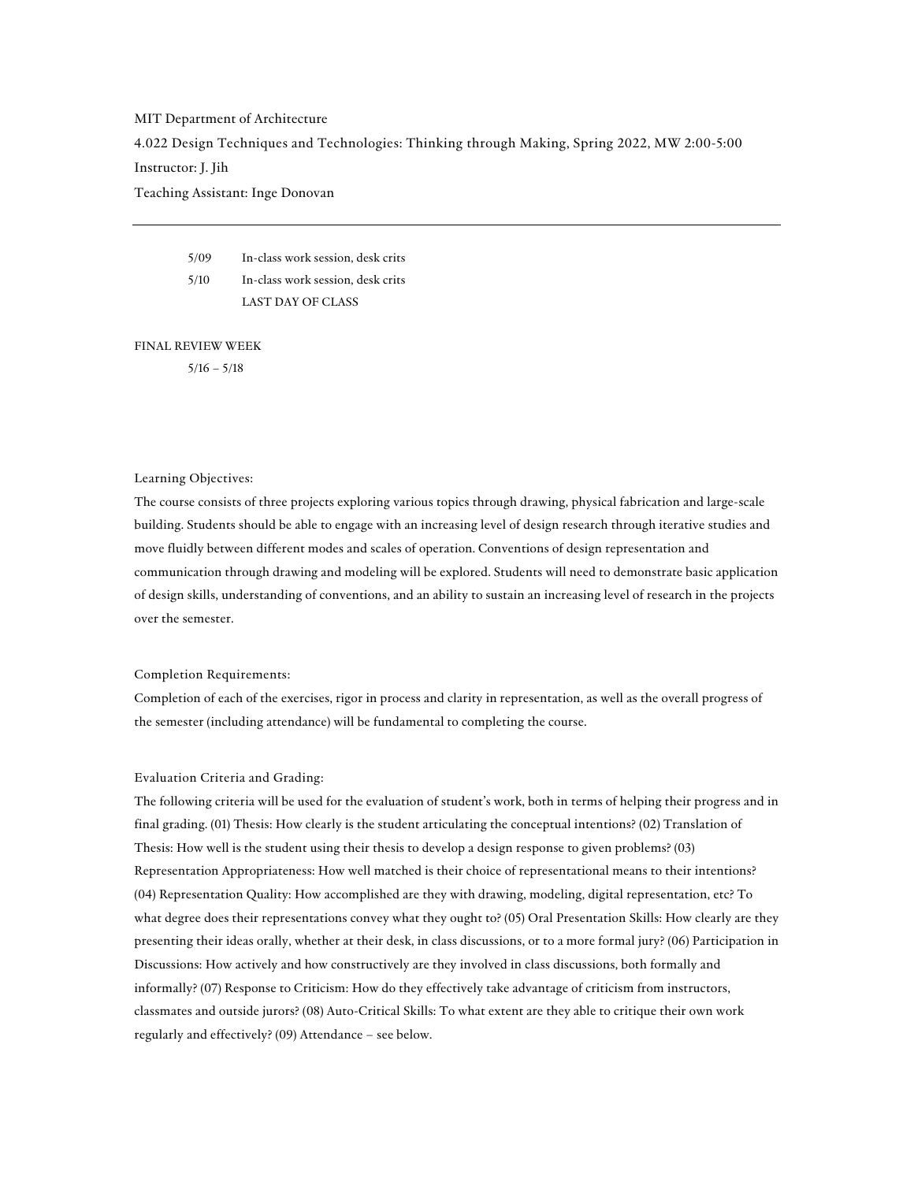MIT Department of Architecture

4.022 Design Techniques and Technologies: Thinking through Making, Spring 2022, MW 2:00-5:00

Instructor: J. Jih

Teaching Assistant: Inge Donovan

---

| | |
|---|---|
| 5/09 | In-class work session, desk crits |
| 5/10 | In-class work session, desk crits |
| | LAST DAY OF CLASS |

FINAL REVIEW WEEK

5/16 – 5/18

Learning Objectives:

The course consists of three projects exploring various topics through drawing, physical fabrication and large-scale building. Students should be able to engage with an increasing level of design research through iterative studies and move fluidly between different modes and scales of operation. Conventions of design representation and communication through drawing and modeling will be explored. Students will need to demonstrate basic application of design skills, understanding of conventions, and an ability to sustain an increasing level of research in the projects over the semester.

Completion Requirements:

Completion of each of the exercises, rigor in process and clarity in representation, as well as the overall progress of the semester (including attendance) will be fundamental to completing the course.

Evaluation Criteria and Grading:

The following criteria will be used for the evaluation of student's work, both in terms of helping their progress and in final grading. (01) Thesis: How clearly is the student articulating the conceptual intentions? (02) Translation of Thesis: How well is the student using their thesis to develop a design response to given problems? (03) Representation Appropriateness: How well matched is their choice of representational means to their intentions? (04) Representation Quality: How accomplished are they with drawing, modeling, digital representation, etc? To what degree does their representations convey what they ought to? (05) Oral Presentation Skills: How clearly are they presenting their ideas orally, whether at their desk, in class discussions, or to a more formal jury? (06) Participation in Discussions: How actively and how constructively are they involved in class discussions, both formally and informally? (07) Response to Criticism: How do they effectively take advantage of criticism from instructors, classmates and outside jurors? (08) Auto-Critical Skills: To what extent are they able to critique their own work regularly and effectively? (09) Attendance – see below.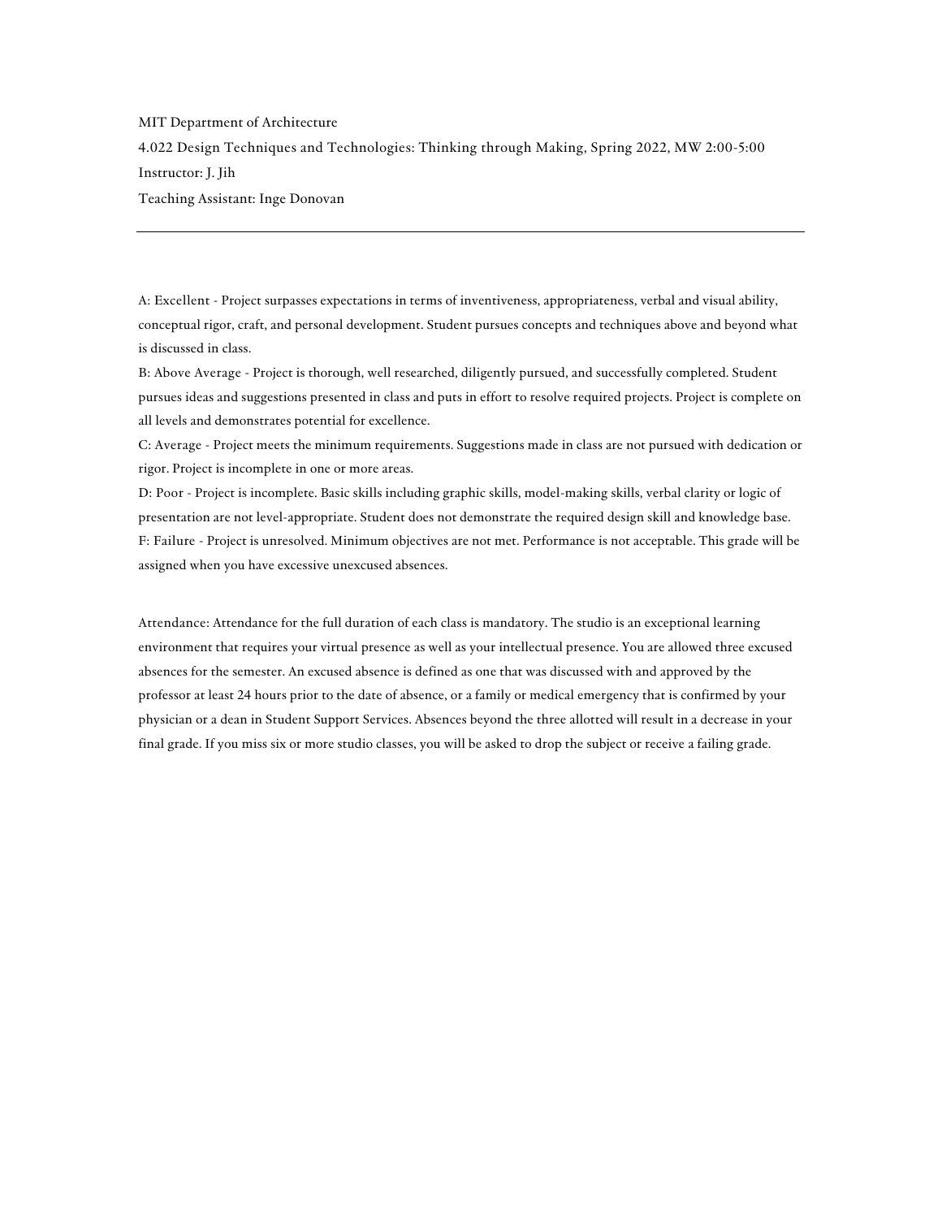MIT Department of Architecture

4.022 Design Techniques and Technologies: Thinking through Making, Spring 2022, MW 2:00-5:00

Instructor: J. Jih

Teaching Assistant: Inge Donovan

---

A: Excellent - Project surpasses expectations in terms of inventiveness, appropriateness, verbal and visual ability, conceptual rigor, craft, and personal development. Student pursues concepts and techniques above and beyond what is discussed in class.

B: Above Average - Project is thorough, well researched, diligently pursued, and successfully completed. Student pursues ideas and suggestions presented in class and puts in effort to resolve required projects. Project is complete on all levels and demonstrates potential for excellence.

C: Average - Project meets the minimum requirements. Suggestions made in class are not pursued with dedication or rigor. Project is incomplete in one or more areas.

D: Poor - Project is incomplete. Basic skills including graphic skills, model-making skills, verbal clarity or logic of presentation are not level-appropriate. Student does not demonstrate the required design skill and knowledge base.

F: Failure - Project is unresolved. Minimum objectives are not met. Performance is not acceptable. This grade will be assigned when you have excessive unexcused absences.

Attendance: Attendance for the full duration of each class is mandatory. The studio is an exceptional learning environment that requires your virtual presence as well as your intellectual presence. You are allowed three excused absences for the semester. An excused absence is defined as one that was discussed with and approved by the professor at least 24 hours prior to the date of absence, or a family or medical emergency that is confirmed by your physician or a dean in Student Support Services. Absences beyond the three allotted will result in a decrease in your final grade. If you miss six or more studio classes, you will be asked to drop the subject or receive a failing grade.